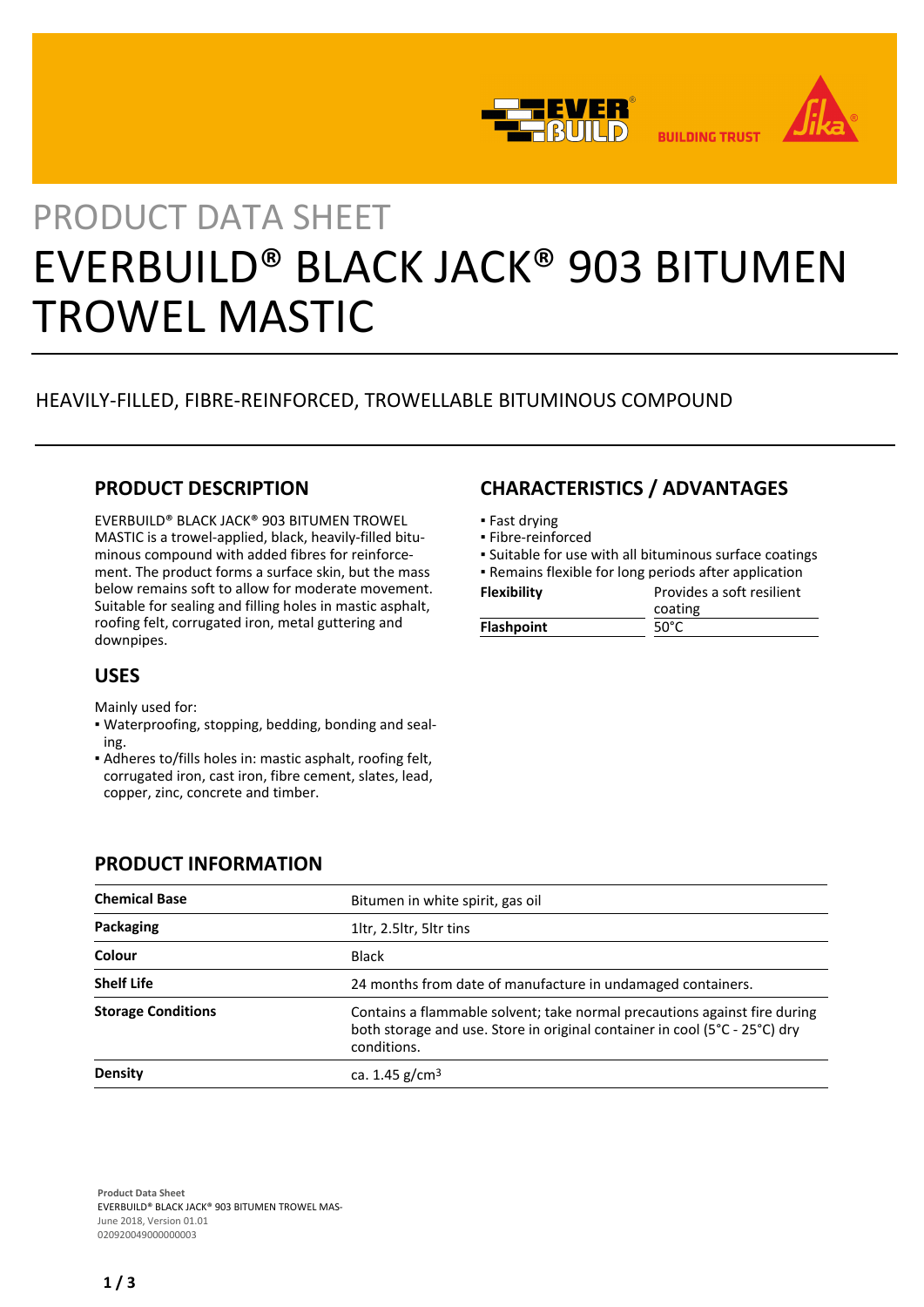PRODUCT DATA SHEET

# EVERBUILD® BLACK JACK® 903 BITUMEN TROWEL MASTIC

HEAVILY-FILLED, FIBRE-REINFORCED, TROWELLABLE BITUMINOUS COMPOUND

## PRODUCT DESCRIPTION

EVERBUILD® BLACK JACK® 903 BITUMEN TROWEL MASTIC is a trowel-applied, black, heavily-filled bituminous compound with added fibres for reinforcement. The product forms a surface skin, but the mass below remains soft to allow for moderate movement. Suitable for sealing and filling holes in mastic asphalt, roofing felt, corrugated iron, metal guttering and downpipes.

## USES

Mainly used for:
- Waterproofing, stopping, bedding, bonding and sealing.
- Adheres to/fills holes in: mastic asphalt, roofing felt, corrugated iron, cast iron, fibre cement, slates, lead, copper, zinc, concrete and timber.

## CHARACTERISTICS / ADVANTAGES

- Fast drying
- Fibre-reinforced
- Suitable for use with all bituminous surface coatings
- Remains flexible for long periods after application

| | |
|---|---|
| **Flexibility** | Provides a soft resilient coating |
| **Flashpoint** | 50°C |

## PRODUCT INFORMATION

| | |
|---|---|
| **Chemical Base** | Bitumen in white spirit, gas oil |
| **Packaging** | 1ltr, 2.5ltr, 5ltr tins |
| **Colour** | Black |
| **Shelf Life** | 24 months from date of manufacture in undamaged containers. |
| **Storage Conditions** | Contains a flammable solvent; take normal precautions against fire during both storage and use. Store in original container in cool (5°C - 25°C) dry conditions. |
| **Density** | ca. 1.45 g/cm$^3$ |

**Product Data Sheet**
EVERBUILD® BLACK JACK® 903 BITUMEN TROWEL MAS-
June 2018, Version 01.01
020920049000000003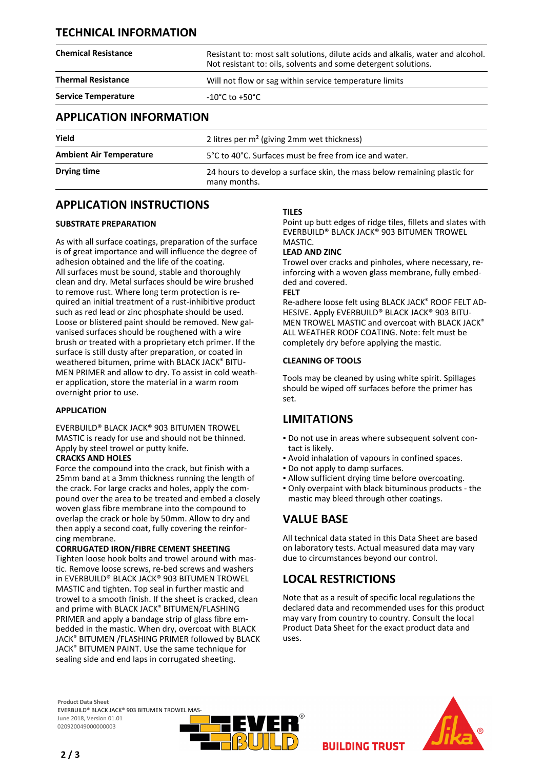## TECHNICAL INFORMATION

| | |
|---|---|
| **Chemical Resistance** | Resistant to: most salt solutions, dilute acids and alkalis, water and alcohol. Not resistant to: oils, solvents and some detergent solutions. |
| **Thermal Resistance** | Will not flow or sag within service temperature limits |
| **Service Temperature** | -10°C to +50°C |

## APPLICATION INFORMATION

| | |
|---|---|
| **Yield** | 2 litres per m² (giving 2mm wet thickness) |
| **Ambient Air Temperature** | 5°C to 40°C. Surfaces must be free from ice and water. |
| **Drying time** | 24 hours to develop a surface skin, the mass below remaining plastic for many months. |

## APPLICATION INSTRUCTIONS

### SUBSTRATE PREPARATION

As with all surface coatings, preparation of the surface is of great importance and will influence the degree of adhesion obtained and the life of the coating.
All surfaces must be sound, stable and thoroughly clean and dry. Metal surfaces should be wire brushed to remove rust. Where long term protection is required an initial treatment of a rust-inhibitive product such as red lead or zinc phosphate should be used. Loose or blistered paint should be removed. New galvanised surfaces should be roughened with a wire brush or treated with a proprietary etch primer. If the surface is still dusty after preparation, or coated in weathered bitumen, prime with BLACK JACK® BITUMEN PRIMER and allow to dry. To assist in cold weather application, store the material in a warm room overnight prior to use.

### APPLICATION

EVERBUILD® BLACK JACK® 903 BITUMEN TROWEL MASTIC is ready for use and should not be thinned. Apply by steel trowel or putty knife.

**CRACKS AND HOLES**

Force the compound into the crack, but finish with a 25mm band at a 3mm thickness running the length of the crack. For large cracks and holes, apply the compound over the area to be treated and embed a closely woven glass fibre membrane into the compound to overlap the crack or hole by 50mm. Allow to dry and then apply a second coat, fully covering the reinforcing membrane.

**CORRUGATED IRON/FIBRE CEMENT SHEETING**

Tighten loose hook bolts and trowel around with mastic. Remove loose screws, re-bed screws and washers in EVERBUILD® BLACK JACK® 903 BITUMEN TROWEL MASTIC and tighten. Top seal in further mastic and trowel to a smooth finish. If the sheet is cracked, clean and prime with BLACK JACK® BITUMEN/FLASHING PRIMER and apply a bandage strip of glass fibre embedded in the mastic. When dry, overcoat with BLACK JACK® BITUMEN /FLASHING PRIMER followed by BLACK JACK® BITUMEN PAINT. Use the same technique for sealing side and end laps in corrugated sheeting.

**TILES**

Point up butt edges of ridge tiles, fillets and slates with EVERBUILD® BLACK JACK® 903 BITUMEN TROWEL MASTIC.

**LEAD AND ZINC**

Trowel over cracks and pinholes, where necessary, reinforcing with a woven glass membrane, fully embedded and covered.

**FELT**

Re-adhere loose felt using BLACK JACK® ROOF FELT ADHESIVE. Apply EVERBUILD® BLACK JACK® 903 BITUMEN TROWEL MASTIC and overcoat with BLACK JACK® ALL WEATHER ROOF COATING. Note: felt must be completely dry before applying the mastic.

### CLEANING OF TOOLS

Tools may be cleaned by using white spirit. Spillages should be wiped off surfaces before the primer has set.

## LIMITATIONS

- Do not use in areas where subsequent solvent contact is likely.
- Avoid inhalation of vapours in confined spaces.
- Do not apply to damp surfaces.
- Allow sufficient drying time before overcoating.
- Only overpaint with black bituminous products - the mastic may bleed through other coatings.

## VALUE BASE

All technical data stated in this Data Sheet are based on laboratory tests. Actual measured data may vary due to circumstances beyond our control.

## LOCAL RESTRICTIONS

Note that as a result of specific local regulations the declared data and recommended uses for this product may vary from country to country. Consult the local Product Data Sheet for the exact product data and uses.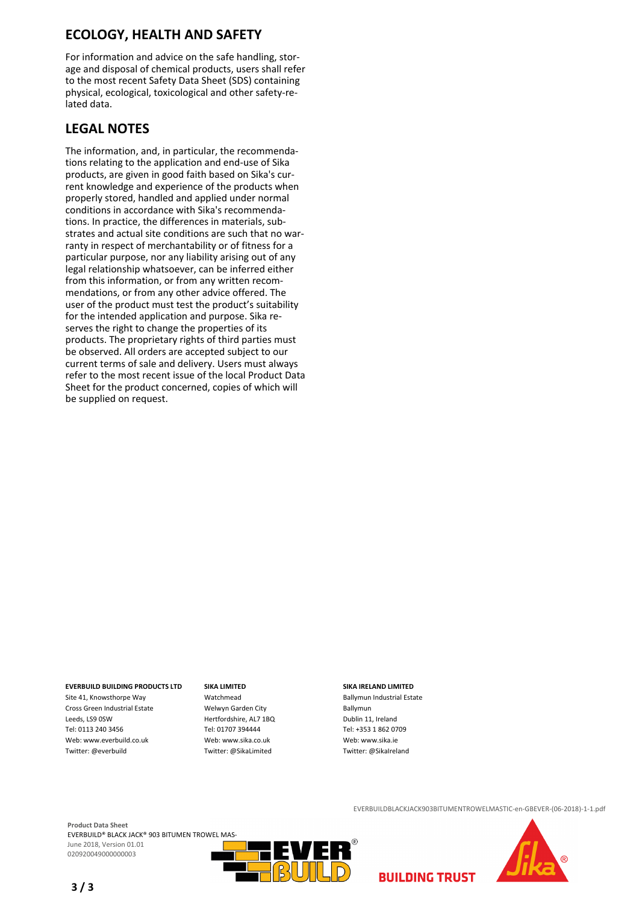## ECOLOGY, HEALTH AND SAFETY

For information and advice on the safe handling, storage and disposal of chemical products, users shall refer to the most recent Safety Data Sheet (SDS) containing physical, ecological, toxicological and other safety-related data.

## LEGAL NOTES

The information, and, in particular, the recommendations relating to the application and end-use of Sika products, are given in good faith based on Sika's current knowledge and experience of the products when properly stored, handled and applied under normal conditions in accordance with Sika's recommendations. In practice, the differences in materials, substrates and actual site conditions are such that no warranty in respect of merchantability or of fitness for a particular purpose, nor any liability arising out of any legal relationship whatsoever, can be inferred either from this information, or from any written recommendations, or from any other advice offered. The user of the product must test the product's suitability for the intended application and purpose. Sika reserves the right to change the properties of its products. The proprietary rights of third parties must be observed. All orders are accepted subject to our current terms of sale and delivery. Users must always refer to the most recent issue of the local Product Data Sheet for the product concerned, copies of which will be supplied on request.

**EVERBUILD BUILDING PRODUCTS LTD**
Site 41, Knowsthorpe Way
Cross Green Industrial Estate
Leeds, LS9 0SW
Tel: 0113 240 3456
Web: www.everbuild.co.uk
Twitter: @everbuild

**SIKA LIMITED**
Watchmead
Welwyn Garden City
Hertfordshire, AL7 1BQ
Tel: 01707 394444
Web: www.sika.co.uk
Twitter: @SikaLimited

**SIKA IRELAND LIMITED**
Ballymun Industrial Estate
Ballymun
Dublin 11, Ireland
Tel: +353 1 862 0709
Web: www.sika.ie
Twitter: @SikaIreland

EVERBUILDBLACKJACK903BITUMENTROWELMASTIC-en-GBEVER-(06-2018)-1-1.pdf

**Product Data Sheet**
EVERBUILD® BLACK JACK® 903 BITUMEN TROWEL MAS-
June 2018, Version 01.01
020920049000000003

BUILDING TRUST